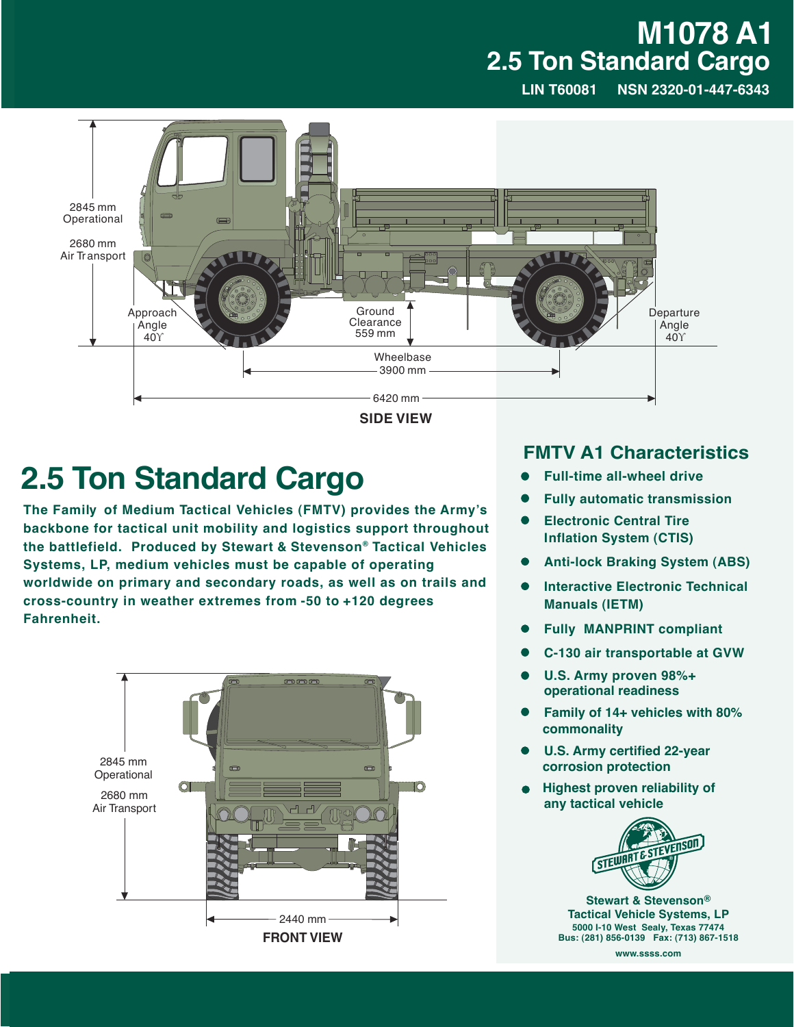# M1078 A1
## 2.5 Ton Standard Cargo

**LIN T60081 NSN 2320-01-447-6343**

2845 mm Operational

2680 mm Air Transport

Approach Angle 40°

Ground Clearance 559 mm

Departure Angle 40°

Wheelbase 3900 mm

6420 mm

**SIDE VIEW**

# 2.5 Ton Standard Cargo

**The Family of Medium Tactical Vehicles (FMTV) provides the Army's backbone for tactical unit mobility and logistics support throughout the battlefield. Produced by Stewart & Stevenson® Tactical Vehicles Systems, LP, medium vehicles must be capable of operating worldwide on primary and secondary roads, as well as on trails and cross-country in weather extremes from -50 to +120 degrees Fahrenheit.**

2845 mm Operational

2680 mm Air Transport

2440 mm

**FRONT VIEW**

## FMTV A1 Characteristics

- **Full-time all-wheel drive**
- **Fully automatic transmission**
- **Electronic Central Tire Inflation System (CTIS)**
- **Anti-lock Braking System (ABS)**
- **Interactive Electronic Technical Manuals (IETM)**
- **Fully MANPRINT compliant**
- **C-130 air transportable at GVW**
- **U.S. Army proven 98%+ operational readiness**
- **Family of 14+ vehicles with 80% commonality**
- **U.S. Army certified 22-year corrosion protection**
- **Highest proven reliability of any tactical vehicle**

STEWART & STEVENSON

**Stewart & Stevenson®**
**Tactical Vehicle Systems, LP**
**5000 I-10 West Sealy, Texas 77474**
**Bus: (281) 856-0139 Fax: (713) 867-1518**
**www.ssss.com**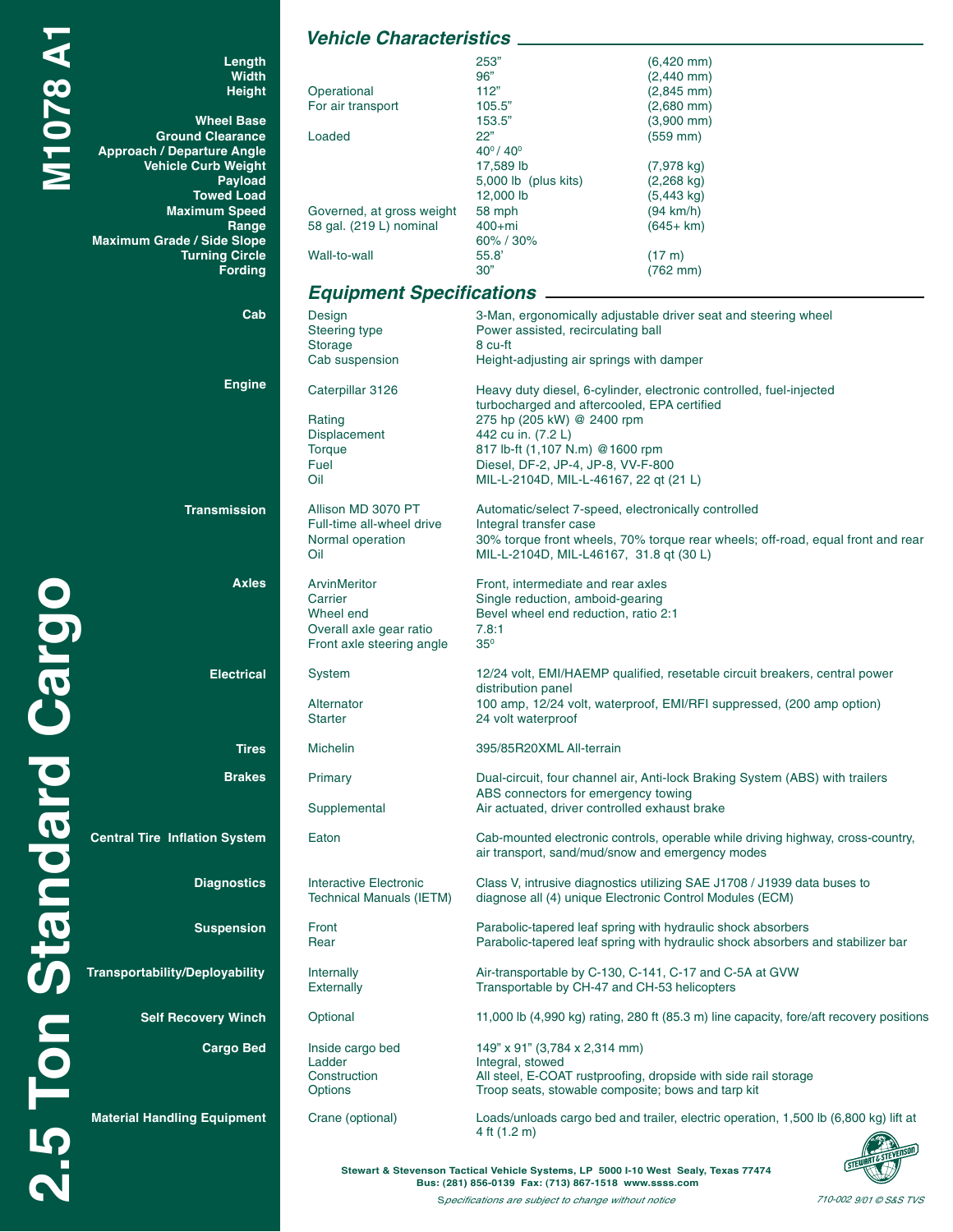# M1078 A1 2.5 Ton Standard Cargo

## Vehicle Characteristics

| | | | |
|---|---|---|---|
| **Length** | | 253" | (6,420 mm) |
| **Width** | | 96" | (2,440 mm) |
| **Height** | Operational | 112" | (2,845 mm) |
| | For air transport | 105.5" | (2,680 mm) |
| **Wheel Base** | | 153.5" | (3,900 mm) |
| **Ground Clearance** | Loaded | 22" | (559 mm) |
| **Approach / Departure Angle** | | 40⁰ / 40⁰ | |
| **Vehicle Curb Weight** | | 17,589 lb | (7,978 kg) |
| **Payload** | | 5,000 lb (plus kits) | (2,268 kg) |
| **Towed Load** | | 12,000 lb | (5,443 kg) |
| **Maximum Speed** | Governed, at gross weight | 58 mph | (94 km/h) |
| **Range** | 58 gal. (219 L) nominal | 400+mi | (645+ km) |
| **Maximum Grade / Side Slope** | | 60% / 30% | |
| **Turning Circle** | Wall-to-wall | 55.8' | (17 m) |
| **Fording** | | 30" | (762 mm) |

## Equipment Specifications

| | | |
|---|---|---|
| **Cab** | Design | 3-Man, ergonomically adjustable driver seat and steering wheel |
| | Steering type | Power assisted, recirculating ball |
| | Storage | 8 cu-ft |
| | Cab suspension | Height-adjusting air springs with damper |
| **Engine** | Caterpillar 3126 | Heavy duty diesel, 6-cylinder, electronic controlled, fuel-injected turbocharged and aftercooled, EPA certified |
| | Rating | 275 hp (205 kW) @ 2400 rpm |
| | Displacement | 442 cu in. (7.2 L) |
| | Torque | 817 lb-ft (1,107 N.m) @1600 rpm |
| | Fuel | Diesel, DF-2, JP-4, JP-8, VV-F-800 |
| | Oil | MIL-L-2104D, MIL-L-46167, 22 qt (21 L) |
| **Transmission** | Allison MD 3070 PT | Automatic/select 7-speed, electronically controlled |
| | Full-time all-wheel drive | Integral transfer case |
| | Normal operation | 30% torque front wheels, 70% torque rear wheels; off-road, equal front and rear |
| | Oil | MIL-L-2104D, MIL-L46167, 31.8 qt (30 L) |
| **Axles** | ArvinMeritor | Front, intermediate and rear axles |
| | Carrier | Single reduction, amboid-gearing |
| | Wheel end | Bevel wheel end reduction, ratio 2:1 |
| | Overall axle gear ratio | 7.8:1 |
| | Front axle steering angle | 35⁰ |
| **Electrical** | System | 12/24 volt, EMI/HAEMP qualified, resetable circuit breakers, central power distribution panel |
| | Alternator | 100 amp, 12/24 volt, waterproof, EMI/RFI suppressed, (200 amp option) |
| | Starter | 24 volt waterproof |
| **Tires** | Michelin | 395/85R20XML All-terrain |
| **Brakes** | Primary | Dual-circuit, four channel air, Anti-lock Braking System (ABS) with trailers ABS connectors for emergency towing |
| | Supplemental | Air actuated, driver controlled exhaust brake |
| **Central Tire Inflation System** | Eaton | Cab-mounted electronic controls, operable while driving highway, cross-country, air transport, sand/mud/snow and emergency modes |
| **Diagnostics** | Interactive Electronic Technical Manuals (IETM) | Class V, intrusive diagnostics utilizing SAE J1708 / J1939 data buses to diagnose all (4) unique Electronic Control Modules (ECM) |
| **Suspension** | Front | Parabolic-tapered leaf spring with hydraulic shock absorbers |
| | Rear | Parabolic-tapered leaf spring with hydraulic shock absorbers and stabilizer bar |
| **Transportability/Deployability** | Internally | Air-transportable by C-130, C-141, C-17 and C-5A at GVW |
| | Externally | Transportable by CH-47 and CH-53 helicopters |
| **Self Recovery Winch** | Optional | 11,000 lb (4,990 kg) rating, 280 ft (85.3 m) line capacity, fore/aft recovery positions |
| **Cargo Bed** | Inside cargo bed | 149" x 91" (3,784 x 2,314 mm) |
| | Ladder | Integral, stowed |
| | Construction | All steel, E-COAT rustproofing, dropside with side rail storage |
| | Options | Troop seats, stowable composite; bows and tarp kit |
| **Material Handling Equipment** | Crane (optional) | Loads/unloads cargo bed and trailer, electric operation, 1,500 lb (6,800 kg) lift at 4 ft (1.2 m) |

**Stewart & Stevenson Tactical Vehicle Systems, LP 5000 I-10 West Sealy, Texas 77474**
**Bus: (281) 856-0139 Fax: (713) 867-1518 www.ssss.com**

*Specifications are subject to change without notice*

*710-002 9/01 © S&S TVS*